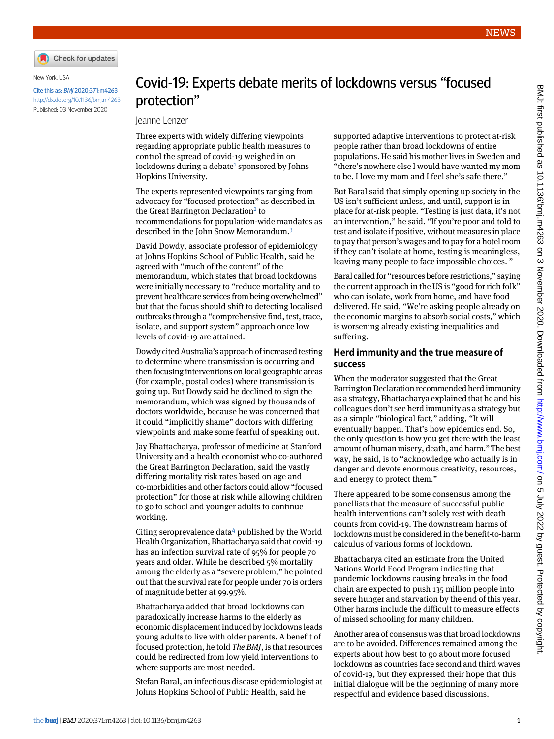NEWS

New York, USA

Cite this as: *BMJ* 2020;371:m4263

http://dx.doi.org/10.1136/bmj.m4263

Published: 03 November 2020

# Covid-19: Experts debate merits of lockdowns versus "focused protection"

Jeanne Lenzer

Three experts with widely differing viewpoints regarding appropriate public health measures to control the spread of covid-19 weighed in on lockdowns during a debate[1] sponsored by Johns Hopkins University.

The experts represented viewpoints ranging from advocacy for "focused protection" as described in the Great Barrington Declaration[2] to recommendations for population-wide mandates as described in the John Snow Memorandum.[3]

David Dowdy, associate professor of epidemiology at Johns Hopkins School of Public Health, said he agreed with "much of the content" of the memorandum, which states that broad lockdowns were initially necessary to "reduce mortality and to prevent healthcare services from being overwhelmed" but that the focus should shift to detecting localised outbreaks through a "comprehensive find, test, trace, isolate, and support system" approach once low levels of covid-19 are attained.

Dowdy cited Australia's approach of increased testing to determine where transmission is occurring and then focusing interventions on local geographic areas (for example, postal codes) where transmission is going up. But Dowdy said he declined to sign the memorandum, which was signed by thousands of doctors worldwide, because he was concerned that it could "implicitly shame" doctors with differing viewpoints and make some fearful of speaking out.

Jay Bhattacharya, professor of medicine at Stanford University and a health economist who co-authored the Great Barrington Declaration, said the vastly differing mortality risk rates based on age and co-morbidities and other factors could allow "focused protection" for those at risk while allowing children to go to school and younger adults to continue working.

Citing seroprevalence data[4] published by the World Health Organization, Bhattacharya said that covid-19 has an infection survival rate of 95% for people 70 years and older. While he described 5% mortality among the elderly as a "severe problem," he pointed out that the survival rate for people under 70 is orders of magnitude better at 99.95%.

Bhattacharya added that broad lockdowns can paradoxically increase harms to the elderly as economic displacement induced by lockdowns leads young adults to live with older parents. A benefit of focused protection, he told *The BMJ*, is that resources could be redirected from low yield interventions to where supports are most needed.

Stefan Baral, an infectious disease epidemiologist at Johns Hopkins School of Public Health, said he supported adaptive interventions to protect at-risk people rather than broad lockdowns of entire populations. He said his mother lives in Sweden and "there's nowhere else I would have wanted my mom to be. I love my mom and I feel she's safe there."

But Baral said that simply opening up society in the US isn't sufficient unless, and until, support is in place for at-risk people. "Testing is just data, it's not an intervention," he said. "If you're poor and told to test and isolate if positive, without measures in place to pay that person's wages and to pay for a hotel room if they can't isolate at home, testing is meaningless, leaving many people to face impossible choices."

Baral called for "resources before restrictions," saying the current approach in the US is "good for rich folk" who can isolate, work from home, and have food delivered. He said, "We're asking people already on the economic margins to absorb social costs," which is worsening already existing inequalities and suffering.

## Herd immunity and the true measure of success

When the moderator suggested that the Great Barrington Declaration recommended herd immunity as a strategy, Bhattacharya explained that he and his colleagues don't see herd immunity as a strategy but as a simple "biological fact," adding, "It will eventually happen. That's how epidemics end. So, the only question is how you get there with the least amount of human misery, death, and harm." The best way, he said, is to "acknowledge who actually is in danger and devote enormous creativity, resources, and energy to protect them."

There appeared to be some consensus among the panellists that the measure of successful public health interventions can't solely rest with death counts from covid-19. The downstream harms of lockdowns must be considered in the benefit-to-harm calculus of various forms of lockdown.

Bhattacharya cited an estimate from the United Nations World Food Program indicating that pandemic lockdowns causing breaks in the food chain are expected to push 135 million people into severe hunger and starvation by the end of this year. Other harms include the difficult to measure effects of missed schooling for many children.

Another area of consensus was that broad lockdowns are to be avoided. Differences remained among the experts about how best to go about more focused lockdowns as countries face second and third waves of covid-19, but they expressed their hope that this initial dialogue will be the beginning of many more respectful and evidence based discussions.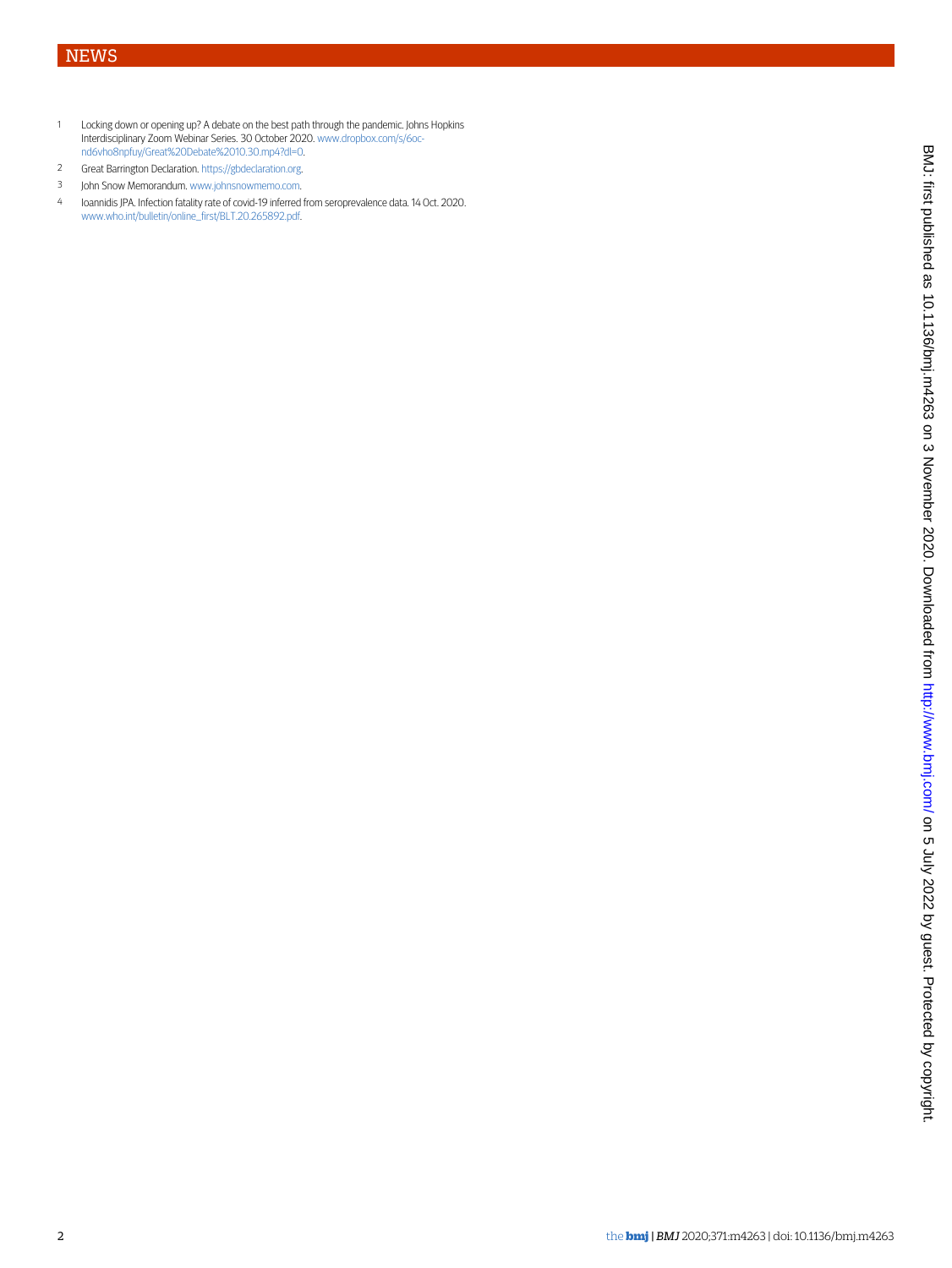1. Locking down or opening up? A debate on the best path through the pandemic. Johns Hopkins Interdisciplinary Zoom Webinar Series. 30 October 2020. www.dropbox.com/s/6oc-nd6vho8npfuy/Great%20Debate%2010.30.mp4?dl=0.
2. Great Barrington Declaration. https://gbdeclaration.org.
3. John Snow Memorandum. www.johnsnowmemo.com.
4. Ioannidis JPA. Infection fatality rate of covid-19 inferred from seroprevalence data. 14 Oct. 2020. www.who.int/bulletin/online_first/BLT.20.265892.pdf.

BMJ: first published as 10.1136/bmj.m4263 on 3 November 2020. Downloaded from http://www.bmj.com/ on 5 July 2022 by guest. Protected by copyright.